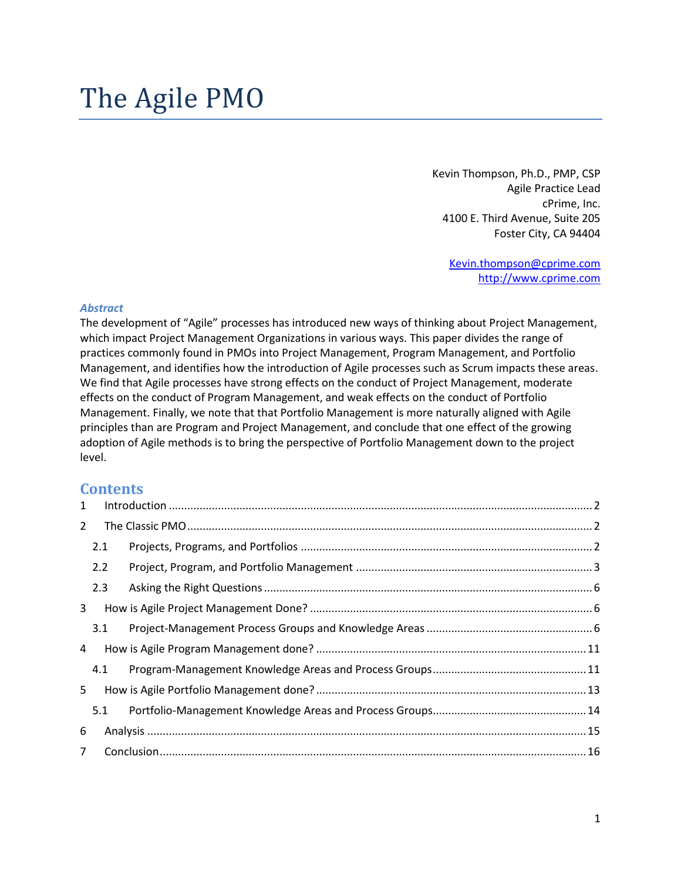# The Agile PMO

Kevin Thompson, Ph.D., PMP, CSP
Agile Practice Lead
cPrime, Inc.
4100 E. Third Avenue, Suite 205
Foster City, CA 94404

Kevin.thompson@cprime.com
http://www.cprime.com

***Abstract***

The development of "Agile" processes has introduced new ways of thinking about Project Management, which impact Project Management Organizations in various ways. This paper divides the range of practices commonly found in PMOs into Project Management, Program Management, and Portfolio Management, and identifies how the introduction of Agile processes such as Scrum impacts these areas. We find that Agile processes have strong effects on the conduct of Project Management, moderate effects on the conduct of Program Management, and weak effects on the conduct of Portfolio Management. Finally, we note that that Portfolio Management is more naturally aligned with Agile principles than are Program and Project Management, and conclude that one effect of the growing adoption of Agile methods is to bring the perspective of Portfolio Management down to the project level.

## Contents

1 Introduction ........ 2
2 The Classic PMO ........ 2
  2.1 Projects, Programs, and Portfolios ........ 2
  2.2 Project, Program, and Portfolio Management ........ 3
  2.3 Asking the Right Questions ........ 6
3 How is Agile Project Management Done? ........ 6
  3.1 Project-Management Process Groups and Knowledge Areas ........ 6
4 How is Agile Program Management done? ........ 11
  4.1 Program-Management Knowledge Areas and Process Groups ........ 11
5 How is Agile Portfolio Management done? ........ 13
  5.1 Portfolio-Management Knowledge Areas and Process Groups ........ 14
6 Analysis ........ 15
7 Conclusion ........ 16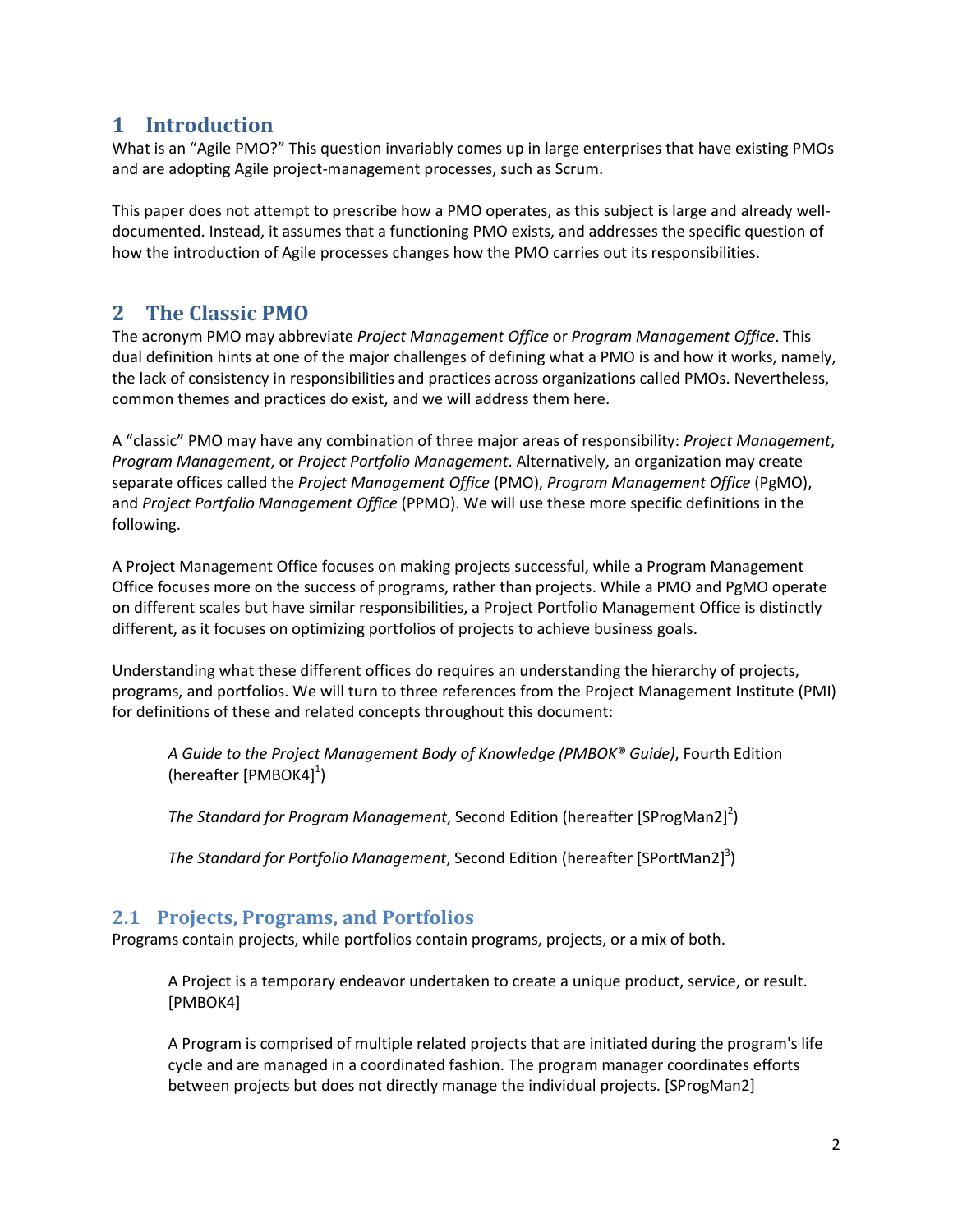# 1 Introduction

What is an "Agile PMO?" This question invariably comes up in large enterprises that have existing PMOs and are adopting Agile project-management processes, such as Scrum.

This paper does not attempt to prescribe how a PMO operates, as this subject is large and already well-documented. Instead, it assumes that a functioning PMO exists, and addresses the specific question of how the introduction of Agile processes changes how the PMO carries out its responsibilities.

# 2 The Classic PMO

The acronym PMO may abbreviate *Project Management Office* or *Program Management Office*. This dual definition hints at one of the major challenges of defining what a PMO is and how it works, namely, the lack of consistency in responsibilities and practices across organizations called PMOs. Nevertheless, common themes and practices do exist, and we will address them here.

A "classic" PMO may have any combination of three major areas of responsibility: *Project Management*, *Program Management*, or *Project Portfolio Management*. Alternatively, an organization may create separate offices called the *Project Management Office* (PMO), *Program Management Office* (PgMO), and *Project Portfolio Management Office* (PPMO). We will use these more specific definitions in the following.

A Project Management Office focuses on making projects successful, while a Program Management Office focuses more on the success of programs, rather than projects. While a PMO and PgMO operate on different scales but have similar responsibilities, a Project Portfolio Management Office is distinctly different, as it focuses on optimizing portfolios of projects to achieve business goals.

Understanding what these different offices do requires an understanding the hierarchy of projects, programs, and portfolios. We will turn to three references from the Project Management Institute (PMI) for definitions of these and related concepts throughout this document:

> *A Guide to the Project Management Body of Knowledge (PMBOK® Guide)*, Fourth Edition (hereafter [PMBOK4][1])
>
> *The Standard for Program Management*, Second Edition (hereafter [SProgMan2][2])
>
> *The Standard for Portfolio Management*, Second Edition (hereafter [SPortMan2][3])

## 2.1 Projects, Programs, and Portfolios

Programs contain projects, while portfolios contain programs, projects, or a mix of both.

> A Project is a temporary endeavor undertaken to create a unique product, service, or result. [PMBOK4]
>
> A Program is comprised of multiple related projects that are initiated during the program's life cycle and are managed in a coordinated fashion. The program manager coordinates efforts between projects but does not directly manage the individual projects. [SProgMan2]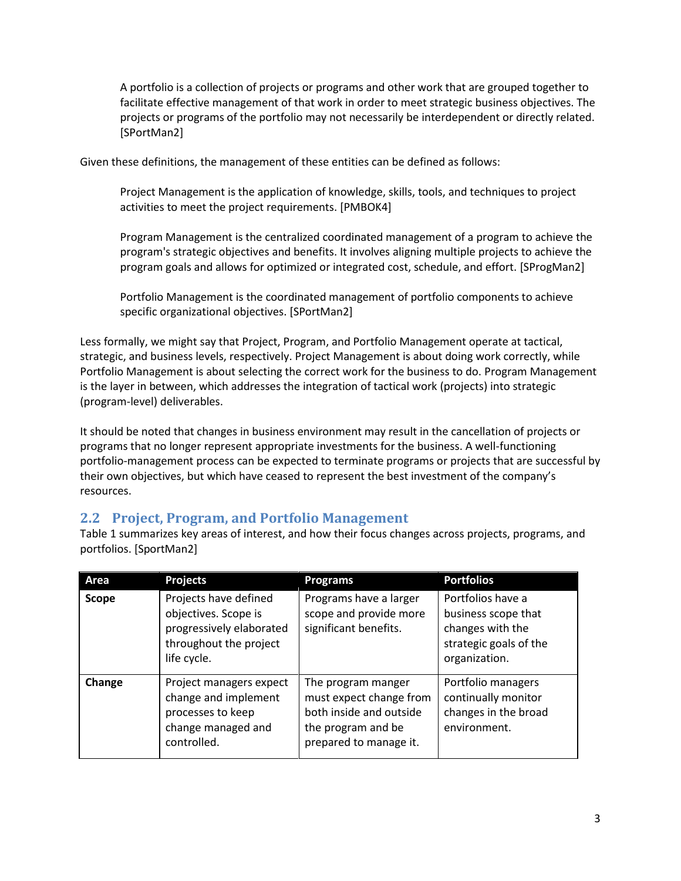> A portfolio is a collection of projects or programs and other work that are grouped together to facilitate effective management of that work in order to meet strategic business objectives. The projects or programs of the portfolio may not necessarily be interdependent or directly related. [SPortMan2]

Given these definitions, the management of these entities can be defined as follows:

> Project Management is the application of knowledge, skills, tools, and techniques to project activities to meet the project requirements. [PMBOK4]

> Program Management is the centralized coordinated management of a program to achieve the program's strategic objectives and benefits. It involves aligning multiple projects to achieve the program goals and allows for optimized or integrated cost, schedule, and effort. [SProgMan2]

> Portfolio Management is the coordinated management of portfolio components to achieve specific organizational objectives. [SPortMan2]

Less formally, we might say that Project, Program, and Portfolio Management operate at tactical, strategic, and business levels, respectively. Project Management is about doing work correctly, while Portfolio Management is about selecting the correct work for the business to do. Program Management is the layer in between, which addresses the integration of tactical work (projects) into strategic (program-level) deliverables.

It should be noted that changes in business environment may result in the cancellation of projects or programs that no longer represent appropriate investments for the business. A well-functioning portfolio-management process can be expected to terminate programs or projects that are successful by their own objectives, but which have ceased to represent the best investment of the company's resources.

## 2.2 Project, Program, and Portfolio Management

Table 1 summarizes key areas of interest, and how their focus changes across projects, programs, and portfolios. [SportMan2]

| Area | Projects | Programs | Portfolios |
|---|---|---|---|
| **Scope** | Projects have defined objectives. Scope is progressively elaborated throughout the project life cycle. | Programs have a larger scope and provide more significant benefits. | Portfolios have a business scope that changes with the strategic goals of the organization. |
| **Change** | Project managers expect change and implement processes to keep change managed and controlled. | The program manger must expect change from both inside and outside the program and be prepared to manage it. | Portfolio managers continually monitor changes in the broad environment. |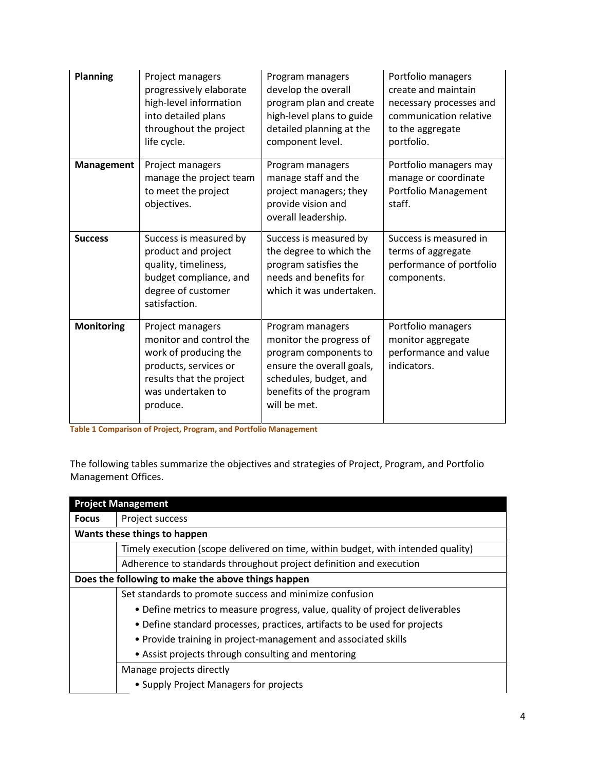| | | | |
|---|---|---|---|
| **Planning** | Project managers progressively elaborate high-level information into detailed plans throughout the project life cycle. | Program managers develop the overall program plan and create high-level plans to guide detailed planning at the component level. | Portfolio managers create and maintain necessary processes and communication relative to the aggregate portfolio. |
| **Management** | Project managers manage the project team to meet the project objectives. | Program managers manage staff and the project managers; they provide vision and overall leadership. | Portfolio managers may manage or coordinate Portfolio Management staff. |
| **Success** | Success is measured by product and project quality, timeliness, budget compliance, and degree of customer satisfaction. | Success is measured by the degree to which the program satisfies the needs and benefits for which it was undertaken. | Success is measured in terms of aggregate performance of portfolio components. |
| **Monitoring** | Project managers monitor and control the work of producing the products, services or results that the project was undertaken to produce. | Program managers monitor the progress of program components to ensure the overall goals, schedules, budget, and benefits of the program will be met. | Portfolio managers monitor aggregate performance and value indicators. |

**Table 1 Comparison of Project, Program, and Portfolio Management**

The following tables summarize the objectives and strategies of Project, Program, and Portfolio Management Offices.

| **Project Management** | |
|---|---|
| **Focus** | Project success |
| **Wants these things to happen** | |
| | Timely execution (scope delivered on time, within budget, with intended quality) |
| | Adherence to standards throughout project definition and execution |
| **Does the following to make the above things happen** | |
| | Set standards to promote success and minimize confusion<br>• Define metrics to measure progress, value, quality of project deliverables<br>• Define standard processes, practices, artifacts to be used for projects<br>• Provide training in project-management and associated skills<br>• Assist projects through consulting and mentoring |
| | Manage projects directly<br>• Supply Project Managers for projects |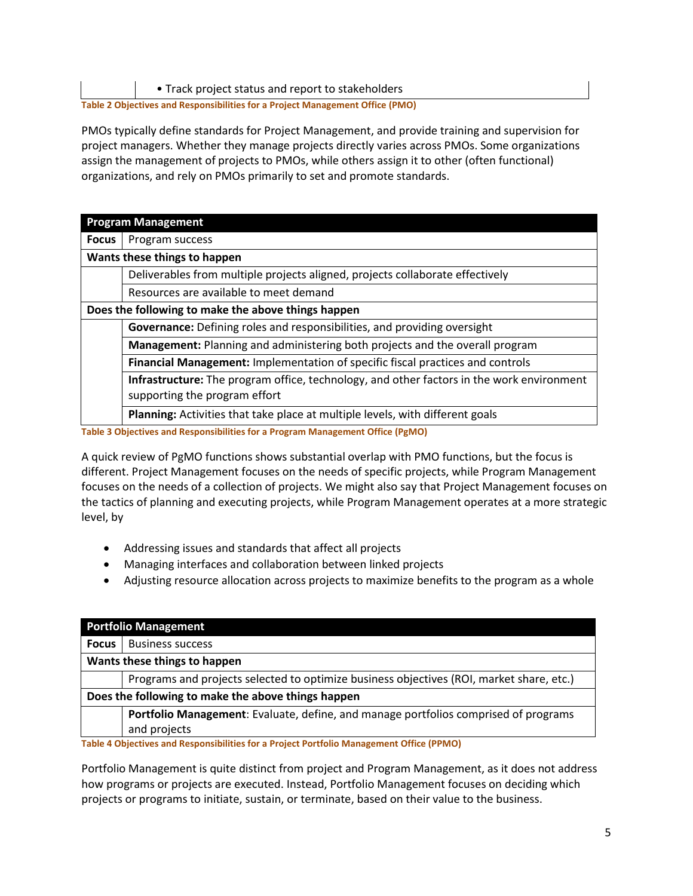| | • Track project status and report to stakeholders |
|---|---|

Table 2 Objectives and Responsibilities for a Project Management Office (PMO)

PMOs typically define standards for Project Management, and provide training and supervision for project managers. Whether they manage projects directly varies across PMOs. Some organizations assign the management of projects to PMOs, while others assign it to other (often functional) organizations, and rely on PMOs primarily to set and promote standards.

| **Program Management** | |
|---|---|
| **Focus** | Program success |
| **Wants these things to happen** | |
| | Deliverables from multiple projects aligned, projects collaborate effectively |
| | Resources are available to meet demand |
| **Does the following to make the above things happen** | |
| | **Governance:** Defining roles and responsibilities, and providing oversight |
| | **Management:** Planning and administering both projects and the overall program |
| | **Financial Management:** Implementation of specific fiscal practices and controls |
| | **Infrastructure:** The program office, technology, and other factors in the work environment supporting the program effort |
| | **Planning:** Activities that take place at multiple levels, with different goals |

Table 3 Objectives and Responsibilities for a Program Management Office (PgMO)

A quick review of PgMO functions shows substantial overlap with PMO functions, but the focus is different. Project Management focuses on the needs of specific projects, while Program Management focuses on the needs of a collection of projects. We might also say that Project Management focuses on the tactics of planning and executing projects, while Program Management operates at a more strategic level, by

- Addressing issues and standards that affect all projects
- Managing interfaces and collaboration between linked projects
- Adjusting resource allocation across projects to maximize benefits to the program as a whole

| **Portfolio Management** | |
|---|---|
| **Focus** | Business success |
| **Wants these things to happen** | |
| | Programs and projects selected to optimize business objectives (ROI, market share, etc.) |
| **Does the following to make the above things happen** | |
| | **Portfolio Management**: Evaluate, define, and manage portfolios comprised of programs and projects |

Table 4 Objectives and Responsibilities for a Project Portfolio Management Office (PPMO)

Portfolio Management is quite distinct from project and Program Management, as it does not address how programs or projects are executed. Instead, Portfolio Management focuses on deciding which projects or programs to initiate, sustain, or terminate, based on their value to the business.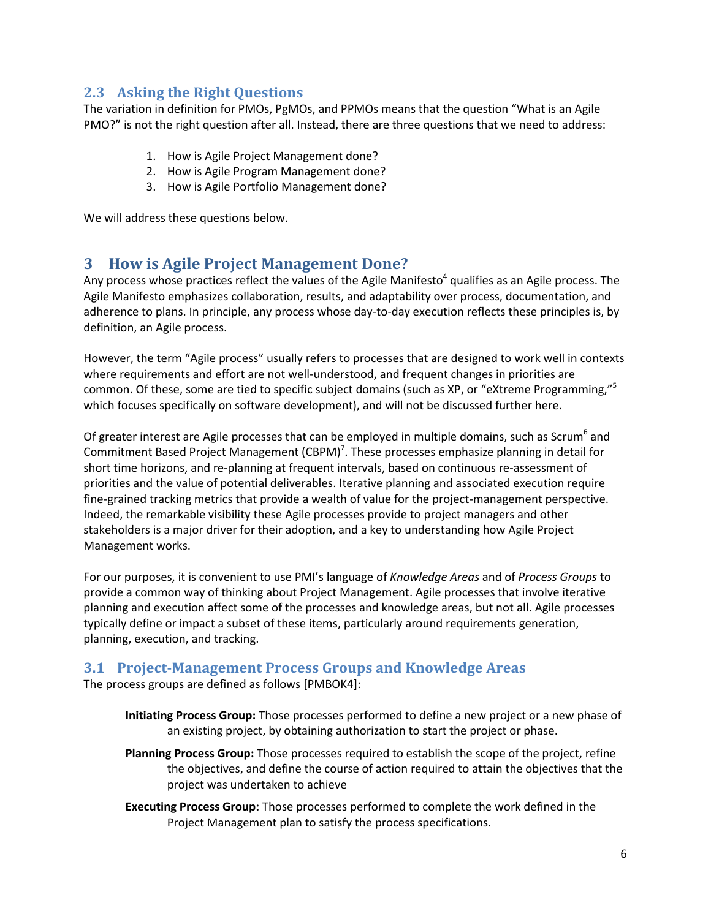## 2.3 Asking the Right Questions

The variation in definition for PMOs, PgMOs, and PPMOs means that the question "What is an Agile PMO?" is not the right question after all. Instead, there are three questions that we need to address:

1. How is Agile Project Management done?
2. How is Agile Program Management done?
3. How is Agile Portfolio Management done?

We will address these questions below.

# 3 How is Agile Project Management Done?

Any process whose practices reflect the values of the Agile Manifesto[4] qualifies as an Agile process. The Agile Manifesto emphasizes collaboration, results, and adaptability over process, documentation, and adherence to plans. In principle, any process whose day-to-day execution reflects these principles is, by definition, an Agile process.

However, the term "Agile process" usually refers to processes that are designed to work well in contexts where requirements and effort are not well-understood, and frequent changes in priorities are common. Of these, some are tied to specific subject domains (such as XP, or "eXtreme Programming,"[5] which focuses specifically on software development), and will not be discussed further here.

Of greater interest are Agile processes that can be employed in multiple domains, such as Scrum[6] and Commitment Based Project Management (CBPM)[7]. These processes emphasize planning in detail for short time horizons, and re-planning at frequent intervals, based on continuous re-assessment of priorities and the value of potential deliverables. Iterative planning and associated execution require fine-grained tracking metrics that provide a wealth of value for the project-management perspective. Indeed, the remarkable visibility these Agile processes provide to project managers and other stakeholders is a major driver for their adoption, and a key to understanding how Agile Project Management works.

For our purposes, it is convenient to use PMI's language of *Knowledge Areas* and of *Process Groups* to provide a common way of thinking about Project Management. Agile processes that involve iterative planning and execution affect some of the processes and knowledge areas, but not all. Agile processes typically define or impact a subset of these items, particularly around requirements generation, planning, execution, and tracking.

## 3.1 Project-Management Process Groups and Knowledge Areas

The process groups are defined as follows [PMBOK4]:

**Initiating Process Group:** Those processes performed to define a new project or a new phase of an existing project, by obtaining authorization to start the project or phase.

**Planning Process Group:** Those processes required to establish the scope of the project, refine the objectives, and define the course of action required to attain the objectives that the project was undertaken to achieve

**Executing Process Group:** Those processes performed to complete the work defined in the Project Management plan to satisfy the process specifications.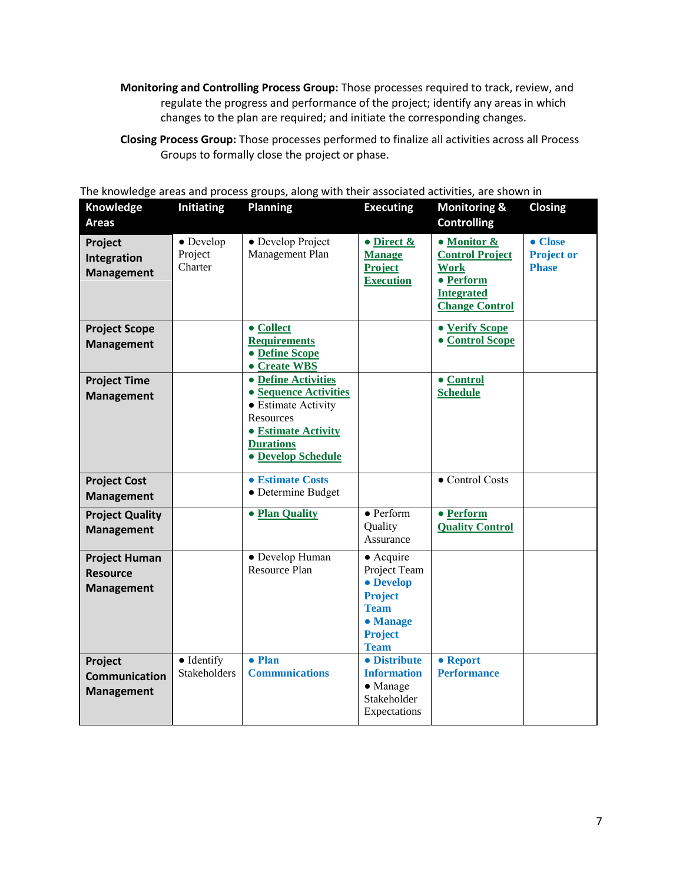**Monitoring and Controlling Process Group:** Those processes required to track, review, and regulate the progress and performance of the project; identify any areas in which changes to the plan are required; and initiate the corresponding changes.

**Closing Process Group:** Those processes performed to finalize all activities across all Process Groups to formally close the project or phase.

The knowledge areas and process groups, along with their associated activities, are shown in

| Knowledge Areas | Initiating | Planning | Executing | Monitoring & Controlling | Closing |
|---|---|---|---|---|---|
| **Project Integration Management** | • Develop Project Charter | • Develop Project Management Plan | • **Direct & Manage Project Execution** | • **Monitor & Control Project Work** • **Perform Integrated Change Control** | • **Close Project or Phase** |
| **Project Scope Management** | | • **Collect Requirements** • **Define Scope** • **Create WBS** | | • **Verify Scope** • **Control Scope** | |
| **Project Time Management** | | • **Define Activities** • **Sequence Activities** • Estimate Activity Resources • **Estimate Activity Durations** • **Develop Schedule** | | • **Control Schedule** | |
| **Project Cost Management** | | • **Estimate Costs** • Determine Budget | | • Control Costs | |
| **Project Quality Management** | | • **Plan Quality** | • Perform Quality Assurance | • **Perform Quality Control** | |
| **Project Human Resource Management** | | • Develop Human Resource Plan | • Acquire Project Team • **Develop Project Team** • **Manage Project Team** | | |
| **Project Communication Management** | • Identify Stakeholders | • **Plan Communications** | • **Distribute Information** • Manage Stakeholder Expectations | • **Report Performance** | |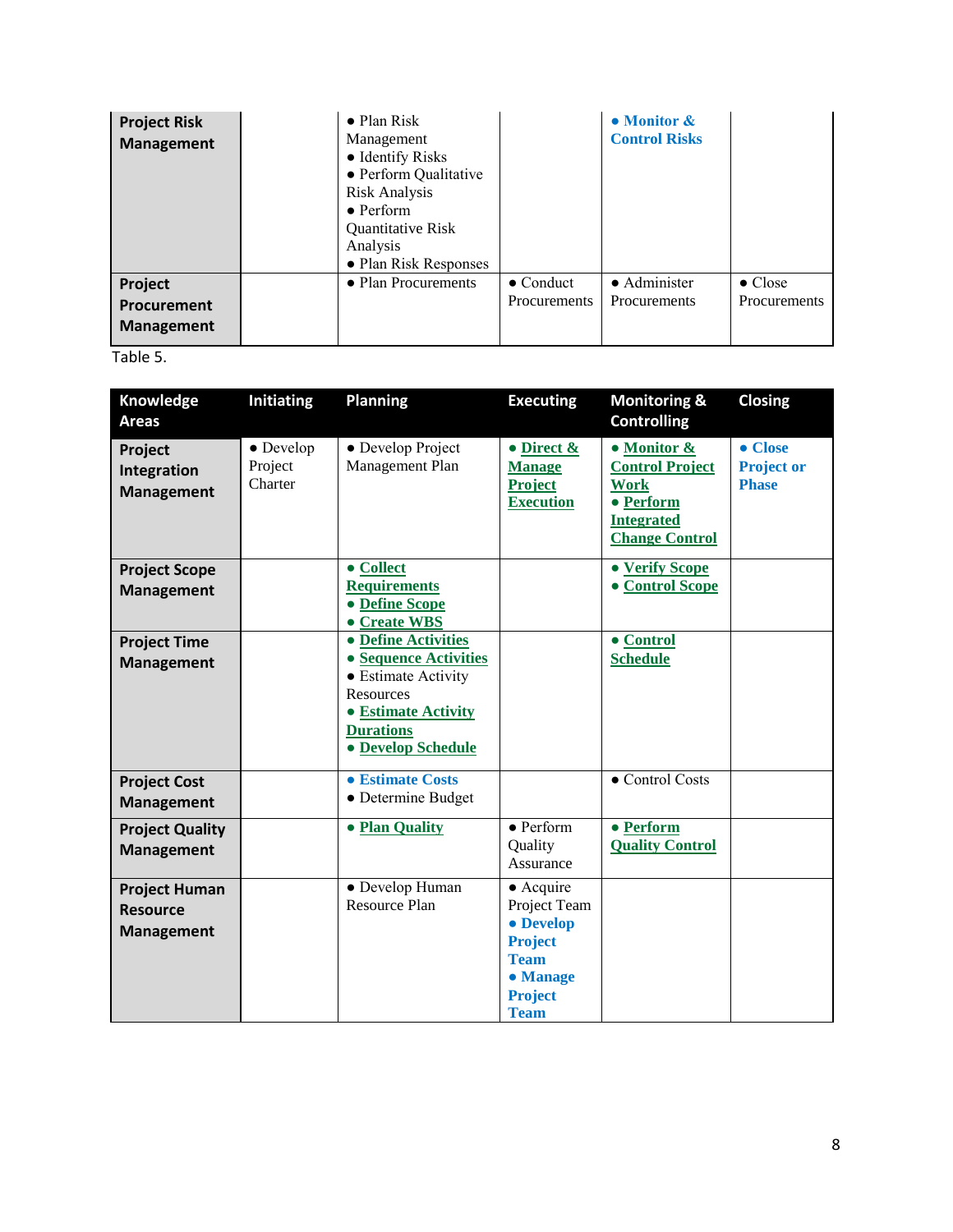| Project Risk Management | | • Plan Risk Management<br>• Identify Risks<br>• Perform Qualitative Risk Analysis<br>• Perform Quantitative Risk Analysis<br>• Plan Risk Responses | | **• Monitor & Control Risks** | |
|---|---|---|---|---|---|
| **Project Procurement Management** | | • Plan Procurements | • Conduct Procurements | • Administer Procurements | • Close Procurements |

Table 5.

| Knowledge Areas | Initiating | Planning | Executing | Monitoring & Controlling | Closing |
|---|---|---|---|---|---|
| **Project Integration Management** | • Develop Project Charter | • Develop Project Management Plan | **• Direct & Manage Project Execution** | **• Monitor & Control Project Work**<br>**• Perform Integrated Change Control** | **• Close Project or Phase** |
| **Project Scope Management** | | **• Collect Requirements**<br>**• Define Scope**<br>**• Create WBS** | | **• Verify Scope**<br>**• Control Scope** | |
| **Project Time Management** | | **• Define Activities**<br>**• Sequence Activities**<br>• Estimate Activity Resources<br>**• Estimate Activity Durations**<br>**• Develop Schedule** | | **• Control Schedule** | |
| **Project Cost Management** | | **• Estimate Costs**<br>• Determine Budget | | • Control Costs | |
| **Project Quality Management** | | **• Plan Quality** | • Perform Quality Assurance | **• Perform Quality Control** | |
| **Project Human Resource Management** | | • Develop Human Resource Plan | • Acquire Project Team<br>**• Develop Project Team**<br>**• Manage Project Team** | | |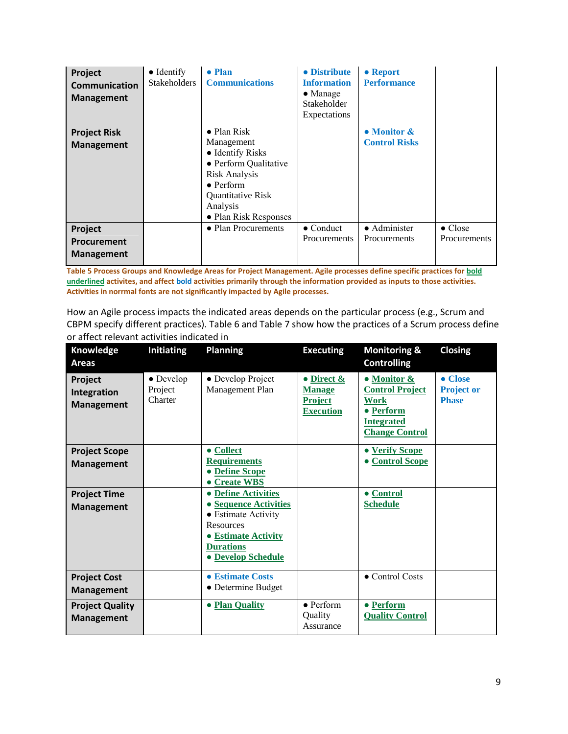| | | | | | |
|---|---|---|---|---|---|
| **Project Communication Management** | • Identify Stakeholders | **• Plan Communications** | **• Distribute Information**<br>• Manage Stakeholder Expectations | **• Report Performance** | |
| **Project Risk Management** | | • Plan Risk Management<br>• Identify Risks<br>• Perform Qualitative Risk Analysis<br>• Perform Quantitative Risk Analysis<br>• Plan Risk Responses | | **• Monitor & Control Risks** | |
| **Project Procurement Management** | | • Plan Procurements | • Conduct Procurements | • Administer Procurements | • Close Procurements |

**Table 5 Process Groups and Knowledge Areas for Project Management. Agile processes define specific practices for <u>bold underlined</u> activities, and affect bold activities primarily through the information provided as inputs to those activities. Activities in norrmal fonts are not significantly impacted by Agile processes.**

How an Agile process impacts the indicated areas depends on the particular process (e.g., Scrum and CBPM specify different practices). Table 6 and Table 7 show how the practices of a Scrum process define or affect relevant activities indicated in

| Knowledge Areas | Initiating | Planning | Executing | Monitoring & Controlling | Closing |
|---|---|---|---|---|---|
| **Project Integration Management** | • Develop Project Charter | • Develop Project Management Plan | **• <u>Direct & Manage Project Execution</u>** | **• <u>Monitor & Control Project Work</u>**<br>**• <u>Perform Integrated Change Control</u>** | **• Close Project or Phase** |
| **Project Scope Management** | | **• <u>Collect Requirements</u>**<br>**• <u>Define Scope</u>**<br>**• <u>Create WBS</u>** | | **• <u>Verify Scope</u>**<br>**• <u>Control Scope</u>** | |
| **Project Time Management** | | **• <u>Define Activities</u>**<br>**• <u>Sequence Activities</u>**<br>• Estimate Activity Resources<br>**• <u>Estimate Activity Durations</u>**<br>**• <u>Develop Schedule</u>** | | **• <u>Control Schedule</u>** | |
| **Project Cost Management** | | **• Estimate Costs**<br>• Determine Budget | | • Control Costs | |
| **Project Quality Management** | | **• <u>Plan Quality</u>** | • Perform Quality Assurance | **• <u>Perform Quality Control</u>** | |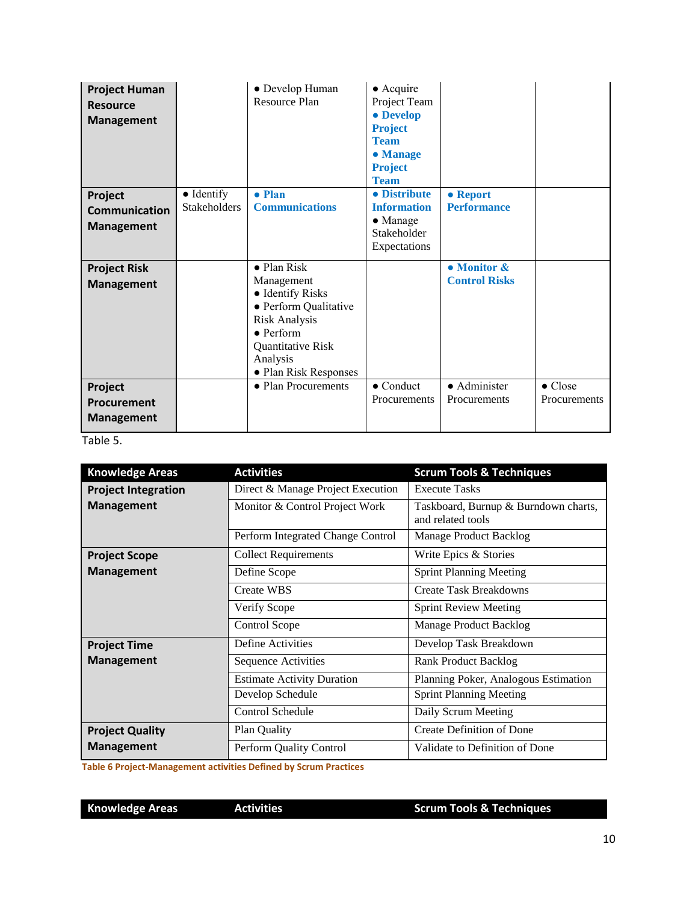| | | | | | |
|---|---|---|---|---|---|
| **Project Human Resource Management** | | • Develop Human Resource Plan | • Acquire Project Team<br>**• Develop Project Team**<br>**• Manage Project Team** | | |
| **Project Communication Management** | • Identify Stakeholders | **• Plan Communications** | **• Distribute Information**<br>• Manage Stakeholder Expectations | **• Report Performance** | |
| **Project Risk Management** | | • Plan Risk Management<br>• Identify Risks<br>• Perform Qualitative Risk Analysis<br>• Perform Quantitative Risk Analysis<br>• Plan Risk Responses | | **• Monitor & Control Risks** | |
| **Project Procurement Management** | | • Plan Procurements | • Conduct Procurements | • Administer Procurements | • Close Procurements |

Table 5.

| Knowledge Areas | Activities | Scrum Tools & Techniques |
|---|---|---|
| **Project Integration Management** | Direct & Manage Project Execution | Execute Tasks |
| | Monitor & Control Project Work | Taskboard, Burnup & Burndown charts, and related tools |
| | Perform Integrated Change Control | Manage Product Backlog |
| **Project Scope Management** | Collect Requirements | Write Epics & Stories |
| | Define Scope | Sprint Planning Meeting |
| | Create WBS | Create Task Breakdowns |
| | Verify Scope | Sprint Review Meeting |
| | Control Scope | Manage Product Backlog |
| **Project Time Management** | Define Activities | Develop Task Breakdown |
| | Sequence Activities | Rank Product Backlog |
| | Estimate Activity Duration | Planning Poker, Analogous Estimation |
| | Develop Schedule | Sprint Planning Meeting |
| | Control Schedule | Daily Scrum Meeting |
| **Project Quality Management** | Plan Quality | Create Definition of Done |
| | Perform Quality Control | Validate to Definition of Done |

**Table 6 Project-Management activities Defined by Scrum Practices**

| Knowledge Areas | Activities | Scrum Tools & Techniques |
|---|---|---|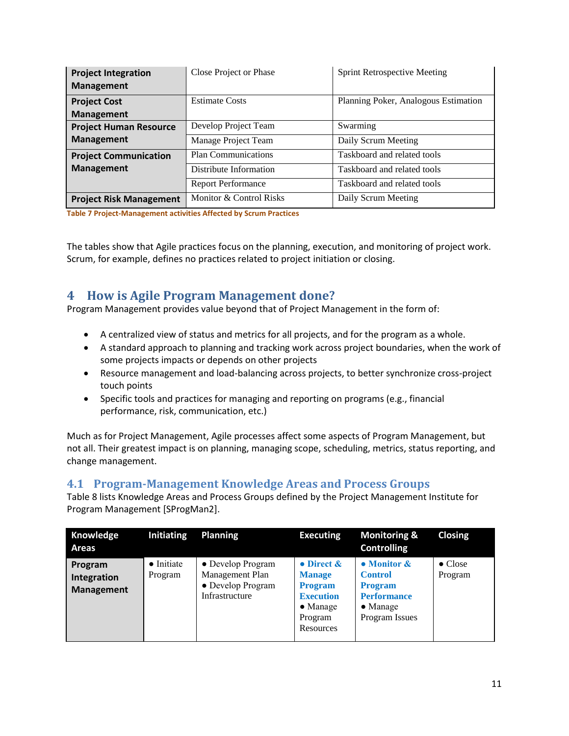| Project Integration Management | Close Project or Phase | Sprint Retrospective Meeting |
|---|---|---|
| Project Cost Management | Estimate Costs | Planning Poker, Analogous Estimation |
| Project Human Resource Management | Develop Project Team | Swarming |
| | Manage Project Team | Daily Scrum Meeting |
| Project Communication Management | Plan Communications | Taskboard and related tools |
| | Distribute Information | Taskboard and related tools |
| | Report Performance | Taskboard and related tools |
| Project Risk Management | Monitor & Control Risks | Daily Scrum Meeting |

Table 7 Project-Management activities Affected by Scrum Practices

The tables show that Agile practices focus on the planning, execution, and monitoring of project work. Scrum, for example, defines no practices related to project initiation or closing.

# 4 How is Agile Program Management done?

Program Management provides value beyond that of Project Management in the form of:

- A centralized view of status and metrics for all projects, and for the program as a whole.
- A standard approach to planning and tracking work across project boundaries, when the work of some projects impacts or depends on other projects
- Resource management and load-balancing across projects, to better synchronize cross-project touch points
- Specific tools and practices for managing and reporting on programs (e.g., financial performance, risk, communication, etc.)

Much as for Project Management, Agile processes affect some aspects of Program Management, but not all. Their greatest impact is on planning, managing scope, scheduling, metrics, status reporting, and change management.

## 4.1 Program-Management Knowledge Areas and Process Groups

Table 8 lists Knowledge Areas and Process Groups defined by the Project Management Institute for Program Management [SProgMan2].

| Knowledge Areas | Initiating | Planning | Executing | Monitoring & Controlling | Closing |
|---|---|---|---|---|---|
| Program Integration Management | • Initiate Program | • Develop Program Management Plan<br>• Develop Program Infrastructure | • **Direct & Manage Program Execution**<br>• Manage Program Resources | • **Monitor & Control Program Performance**<br>• Manage Program Issues | • Close Program |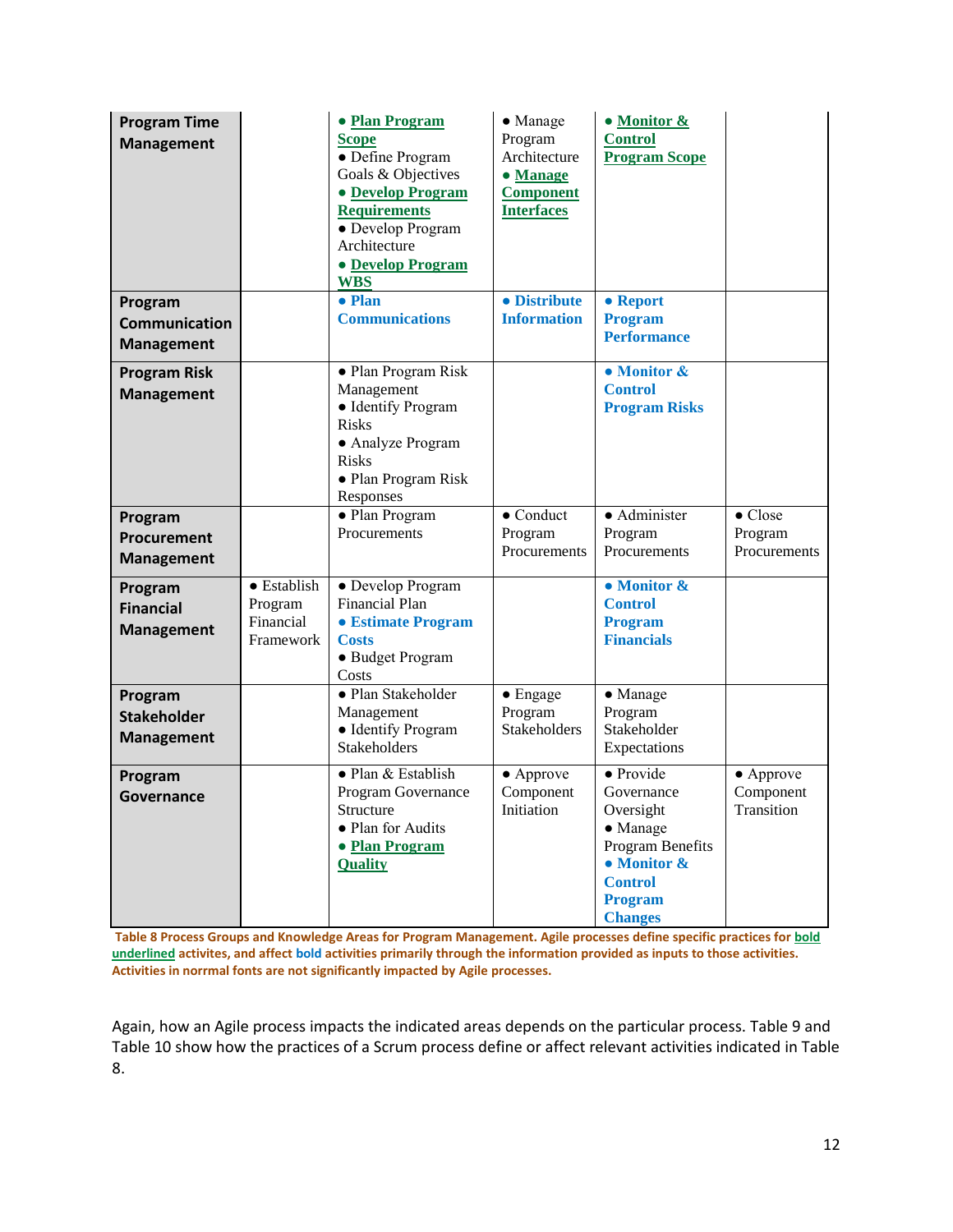| **Program Time Management** | | • **Plan Program Scope**<br>• Define Program Goals & Objectives<br>• **Develop Program Requirements**<br>• Develop Program Architecture<br>• **Develop Program WBS** | • Manage Program Architecture<br>• **Manage Component Interfaces** | • **Monitor & Control Program Scope** | |
|---|---|---|---|---|---|
| **Program Communication Management** | | • **Plan Communications** | • **Distribute Information** | • **Report Program Performance** | |
| **Program Risk Management** | | • Plan Program Risk Management<br>• Identify Program Risks<br>• Analyze Program Risks<br>• Plan Program Risk Responses | | • **Monitor & Control Program Risks** | |
| **Program Procurement Management** | | • Plan Program Procurements | • Conduct Program Procurements | • Administer Program Procurements | • Close Program Procurements |
| **Program Financial Management** | • Establish Program Financial Framework | • Develop Program Financial Plan<br>• **Estimate Program Costs**<br>• Budget Program Costs | | • **Monitor & Control Program Financials** | |
| **Program Stakeholder Management** | | • Plan Stakeholder Management<br>• Identify Program Stakeholders | • Engage Program Stakeholders | • Manage Program Stakeholder Expectations | |
| **Program Governance** | | • Plan & Establish Program Governance Structure<br>• Plan for Audits<br>• **Plan Program Quality** | • Approve Component Initiation | • Provide Governance Oversight<br>• Manage Program Benefits<br>• **Monitor & Control Program Changes** | • Approve Component Transition |

**Table 8 Process Groups and Knowledge Areas for Program Management. Agile processes define specific practices for bold underlined activites, and affect bold activities primarily through the information provided as inputs to those activities. Activities in norrmal fonts are not significantly impacted by Agile processes.**

Again, how an Agile process impacts the indicated areas depends on the particular process. Table 9 and Table 10 show how the practices of a Scrum process define or affect relevant activities indicated in Table 8.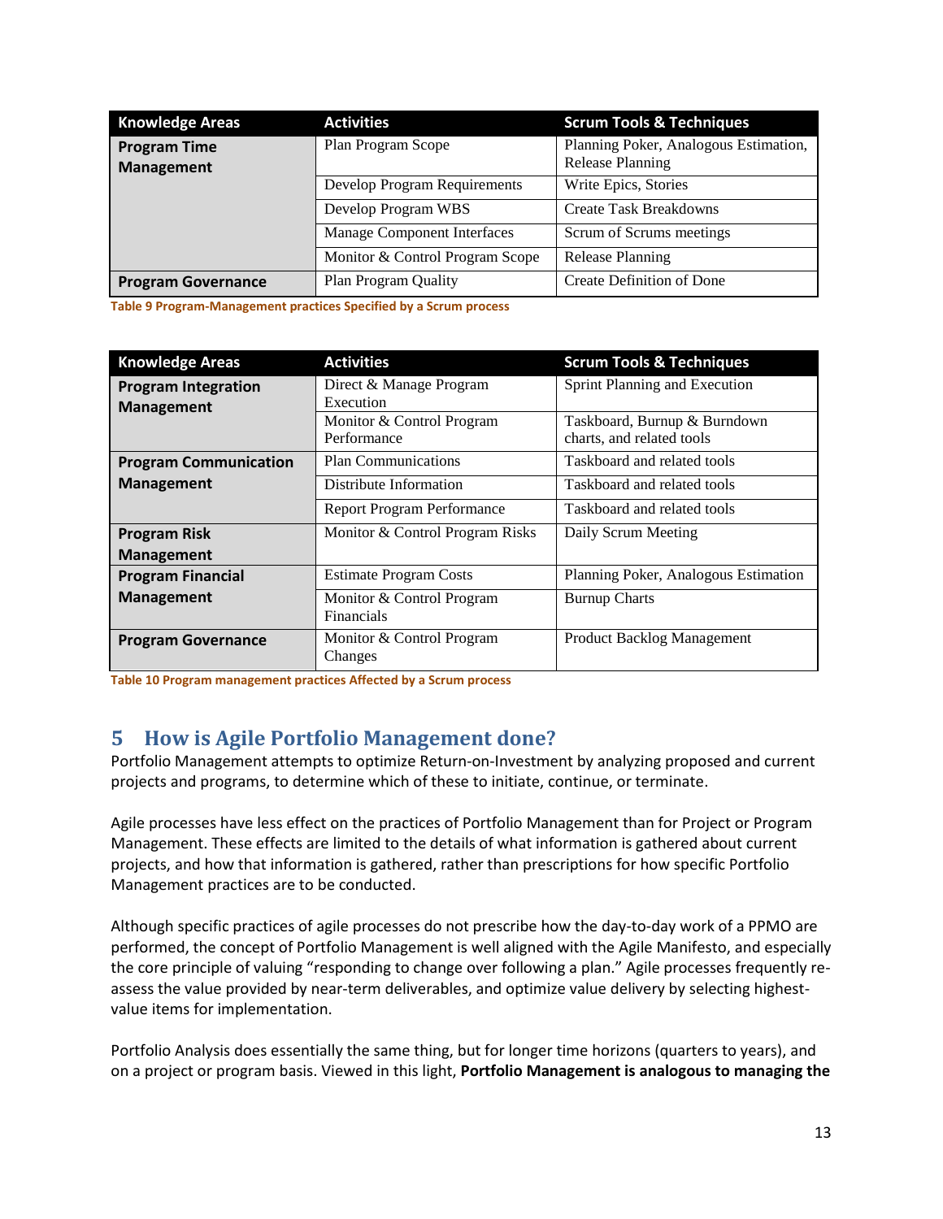| Knowledge Areas | Activities | Scrum Tools & Techniques |
|---|---|---|
| **Program Time Management** | Plan Program Scope | Planning Poker, Analogous Estimation, Release Planning |
| | Develop Program Requirements | Write Epics, Stories |
| | Develop Program WBS | Create Task Breakdowns |
| | Manage Component Interfaces | Scrum of Scrums meetings |
| | Monitor & Control Program Scope | Release Planning |
| **Program Governance** | Plan Program Quality | Create Definition of Done |

**Table 9 Program-Management practices Specified by a Scrum process**

| Knowledge Areas | Activities | Scrum Tools & Techniques |
|---|---|---|
| **Program Integration Management** | Direct & Manage Program Execution | Sprint Planning and Execution |
| | Monitor & Control Program Performance | Taskboard, Burnup & Burndown charts, and related tools |
| **Program Communication Management** | Plan Communications | Taskboard and related tools |
| | Distribute Information | Taskboard and related tools |
| | Report Program Performance | Taskboard and related tools |
| **Program Risk Management** | Monitor & Control Program Risks | Daily Scrum Meeting |
| **Program Financial Management** | Estimate Program Costs | Planning Poker, Analogous Estimation |
| | Monitor & Control Program Financials | Burnup Charts |
| **Program Governance** | Monitor & Control Program Changes | Product Backlog Management |

**Table 10 Program management practices Affected by a Scrum process**

# 5 How is Agile Portfolio Management done?

Portfolio Management attempts to optimize Return-on-Investment by analyzing proposed and current projects and programs, to determine which of these to initiate, continue, or terminate.

Agile processes have less effect on the practices of Portfolio Management than for Project or Program Management. These effects are limited to the details of what information is gathered about current projects, and how that information is gathered, rather than prescriptions for how specific Portfolio Management practices are to be conducted.

Although specific practices of agile processes do not prescribe how the day-to-day work of a PPMO are performed, the concept of Portfolio Management is well aligned with the Agile Manifesto, and especially the core principle of valuing "responding to change over following a plan." Agile processes frequently re-assess the value provided by near-term deliverables, and optimize value delivery by selecting highest-value items for implementation.

Portfolio Analysis does essentially the same thing, but for longer time horizons (quarters to years), and on a project or program basis. Viewed in this light, **Portfolio Management is analogous to managing the**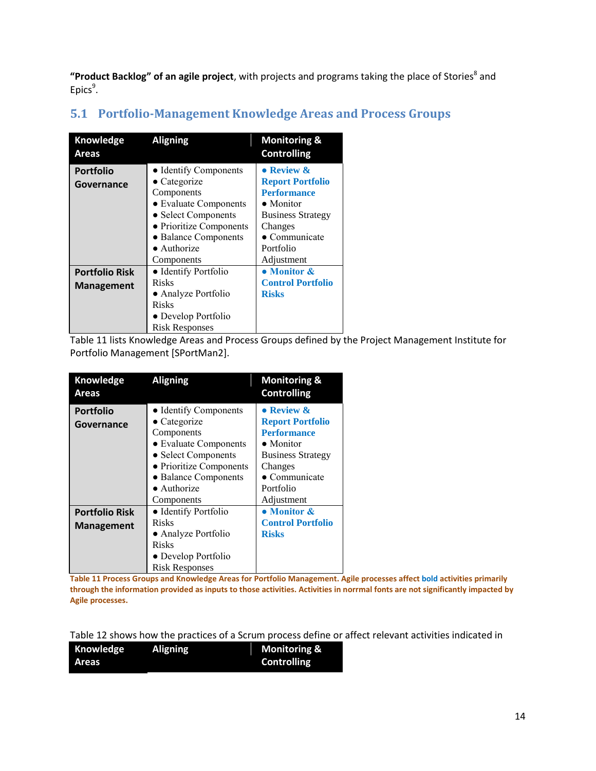**"Product Backlog" of an agile project**, with projects and programs taking the place of Stories[8] and Epics[9].

## 5.1 Portfolio-Management Knowledge Areas and Process Groups

| Knowledge Areas | Aligning | Monitoring & Controlling |
|---|---|---|
| **Portfolio Governance** | • Identify Components<br>• Categorize Components<br>• Evaluate Components<br>• Select Components<br>• Prioritize Components<br>• Balance Components<br>• Authorize Components | **• Review & Report Portfolio Performance**<br>• Monitor Business Strategy Changes<br>• Communicate Portfolio Adjustment |
| **Portfolio Risk Management** | • Identify Portfolio Risks<br>• Analyze Portfolio Risks<br>• Develop Portfolio Risk Responses | **• Monitor & Control Portfolio Risks** |

Table 11 lists Knowledge Areas and Process Groups defined by the Project Management Institute for Portfolio Management [SPortMan2].

| Knowledge Areas | Aligning | Monitoring & Controlling |
|---|---|---|
| **Portfolio Governance** | • Identify Components<br>• Categorize Components<br>• Evaluate Components<br>• Select Components<br>• Prioritize Components<br>• Balance Components<br>• Authorize Components | **• Review & Report Portfolio Performance**<br>• Monitor Business Strategy Changes<br>• Communicate Portfolio Adjustment |
| **Portfolio Risk Management** | • Identify Portfolio Risks<br>• Analyze Portfolio Risks<br>• Develop Portfolio Risk Responses | **• Monitor & Control Portfolio Risks** |

**Table 11 Process Groups and Knowledge Areas for Portfolio Management. Agile processes affect bold activities primarily through the information provided as inputs to those activities. Activities in norrmal fonts are not significantly impacted by Agile processes.**

Table 12 shows how the practices of a Scrum process define or affect relevant activities indicated in

| Knowledge Areas | Aligning | Monitoring & Controlling |
|---|---|---|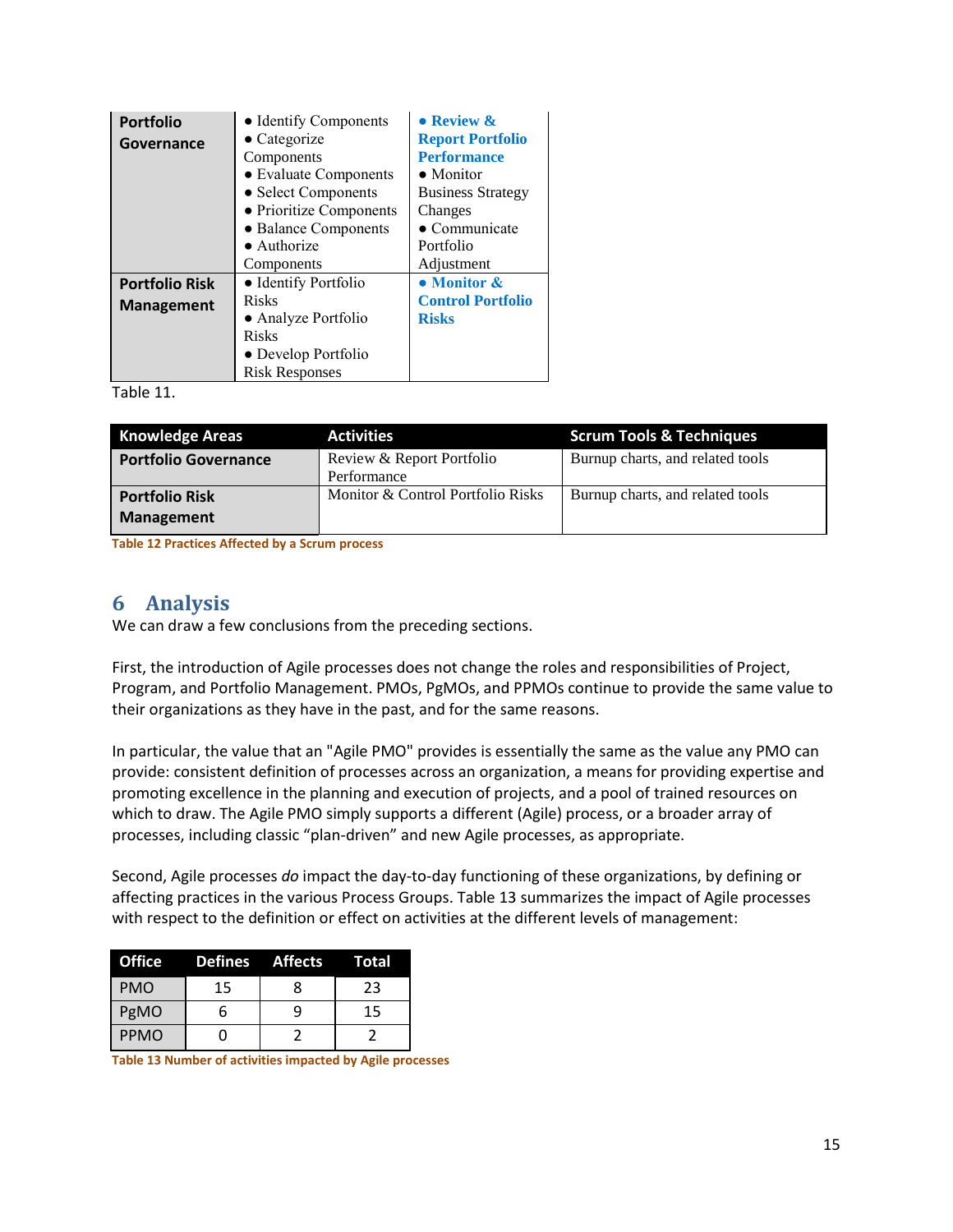| Portfolio Governance | • Identify Components<br>• Categorize Components<br>• Evaluate Components<br>• Select Components<br>• Prioritize Components<br>• Balance Components<br>• Authorize Components | **• Review & Report Portfolio Performance**<br>• Monitor Business Strategy Changes<br>• Communicate Portfolio Adjustment |
|---|---|---|
| **Portfolio Risk Management** | • Identify Portfolio Risks<br>• Analyze Portfolio Risks<br>• Develop Portfolio Risk Responses | **• Monitor & Control Portfolio Risks** |

Table 11.

| Knowledge Areas | Activities | Scrum Tools & Techniques |
|---|---|---|
| **Portfolio Governance** | Review & Report Portfolio Performance | Burnup charts, and related tools |
| **Portfolio Risk Management** | Monitor & Control Portfolio Risks | Burnup charts, and related tools |

Table 12 Practices Affected by a Scrum process

# 6 Analysis

We can draw a few conclusions from the preceding sections.

First, the introduction of Agile processes does not change the roles and responsibilities of Project, Program, and Portfolio Management. PMOs, PgMOs, and PPMOs continue to provide the same value to their organizations as they have in the past, and for the same reasons.

In particular, the value that an "Agile PMO" provides is essentially the same as the value any PMO can provide: consistent definition of processes across an organization, a means for providing expertise and promoting excellence in the planning and execution of projects, and a pool of trained resources on which to draw. The Agile PMO simply supports a different (Agile) process, or a broader array of processes, including classic "plan-driven" and new Agile processes, as appropriate.

Second, Agile processes *do* impact the day-to-day functioning of these organizations, by defining or affecting practices in the various Process Groups. Table 13 summarizes the impact of Agile processes with respect to the definition or effect on activities at the different levels of management:

| Office | Defines | Affects | Total |
|---|---|---|---|
| PMO | 15 | 8 | 23 |
| PgMO | 6 | 9 | 15 |
| PPMO | 0 | 2 | 2 |

Table 13 Number of activities impacted by Agile processes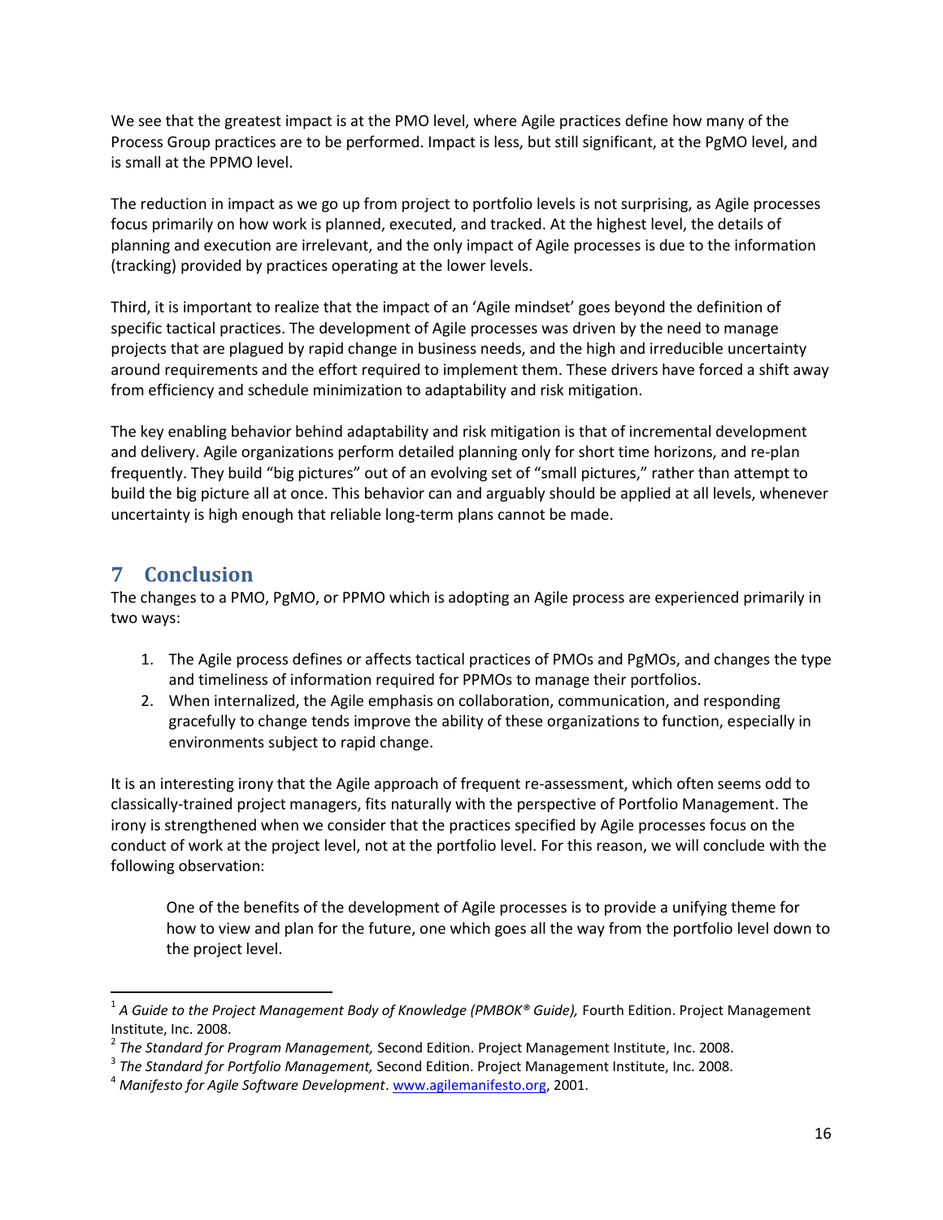We see that the greatest impact is at the PMO level, where Agile practices define how many of the Process Group practices are to be performed. Impact is less, but still significant, at the PgMO level, and is small at the PPMO level.

The reduction in impact as we go up from project to portfolio levels is not surprising, as Agile processes focus primarily on how work is planned, executed, and tracked. At the highest level, the details of planning and execution are irrelevant, and the only impact of Agile processes is due to the information (tracking) provided by practices operating at the lower levels.

Third, it is important to realize that the impact of an 'Agile mindset' goes beyond the definition of specific tactical practices. The development of Agile processes was driven by the need to manage projects that are plagued by rapid change in business needs, and the high and irreducible uncertainty around requirements and the effort required to implement them. These drivers have forced a shift away from efficiency and schedule minimization to adaptability and risk mitigation.

The key enabling behavior behind adaptability and risk mitigation is that of incremental development and delivery. Agile organizations perform detailed planning only for short time horizons, and re-plan frequently. They build "big pictures" out of an evolving set of "small pictures," rather than attempt to build the big picture all at once. This behavior can and arguably should be applied at all levels, whenever uncertainty is high enough that reliable long-term plans cannot be made.

# 7 Conclusion

The changes to a PMO, PgMO, or PPMO which is adopting an Agile process are experienced primarily in two ways:

1. The Agile process defines or affects tactical practices of PMOs and PgMOs, and changes the type and timeliness of information required for PPMOs to manage their portfolios.
2. When internalized, the Agile emphasis on collaboration, communication, and responding gracefully to change tends improve the ability of these organizations to function, especially in environments subject to rapid change.

It is an interesting irony that the Agile approach of frequent re-assessment, which often seems odd to classically-trained project managers, fits naturally with the perspective of Portfolio Management. The irony is strengthened when we consider that the practices specified by Agile processes focus on the conduct of work at the project level, not at the portfolio level. For this reason, we will conclude with the following observation:

> One of the benefits of the development of Agile processes is to provide a unifying theme for how to view and plan for the future, one which goes all the way from the portfolio level down to the project level.

---

[1] *A Guide to the Project Management Body of Knowledge (PMBOK® Guide),* Fourth Edition. Project Management Institute, Inc. 2008.

[2] *The Standard for Program Management,* Second Edition. Project Management Institute, Inc. 2008.

[3] *The Standard for Portfolio Management,* Second Edition. Project Management Institute, Inc. 2008.

[4] *Manifesto for Agile Software Development*. www.agilemanifesto.org, 2001.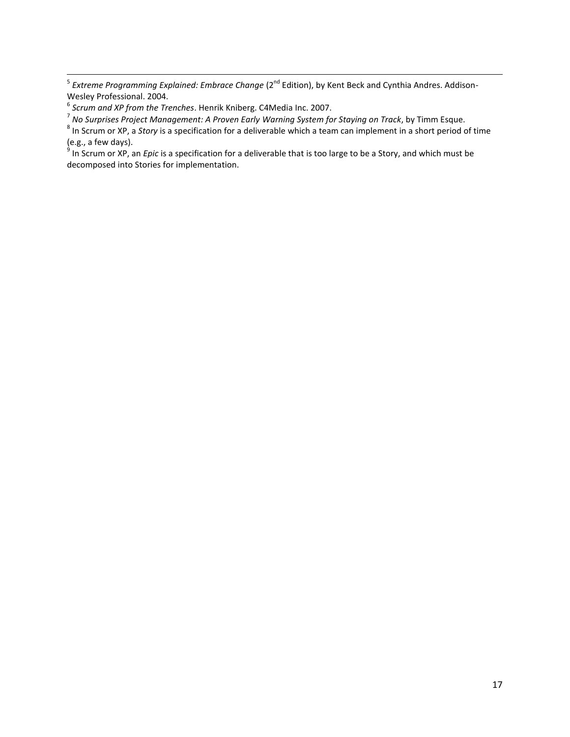[5] *Extreme Programming Explained: Embrace Change* (2nd Edition), by Kent Beck and Cynthia Andres. Addison-Wesley Professional. 2004.

[6] *Scrum and XP from the Trenches*. Henrik Kniberg. C4Media Inc. 2007.

[7] *No Surprises Project Management: A Proven Early Warning System for Staying on Track*, by Timm Esque.

[8] In Scrum or XP, a *Story* is a specification for a deliverable which a team can implement in a short period of time (e.g., a few days).

[9] In Scrum or XP, an *Epic* is a specification for a deliverable that is too large to be a Story, and which must be decomposed into Stories for implementation.